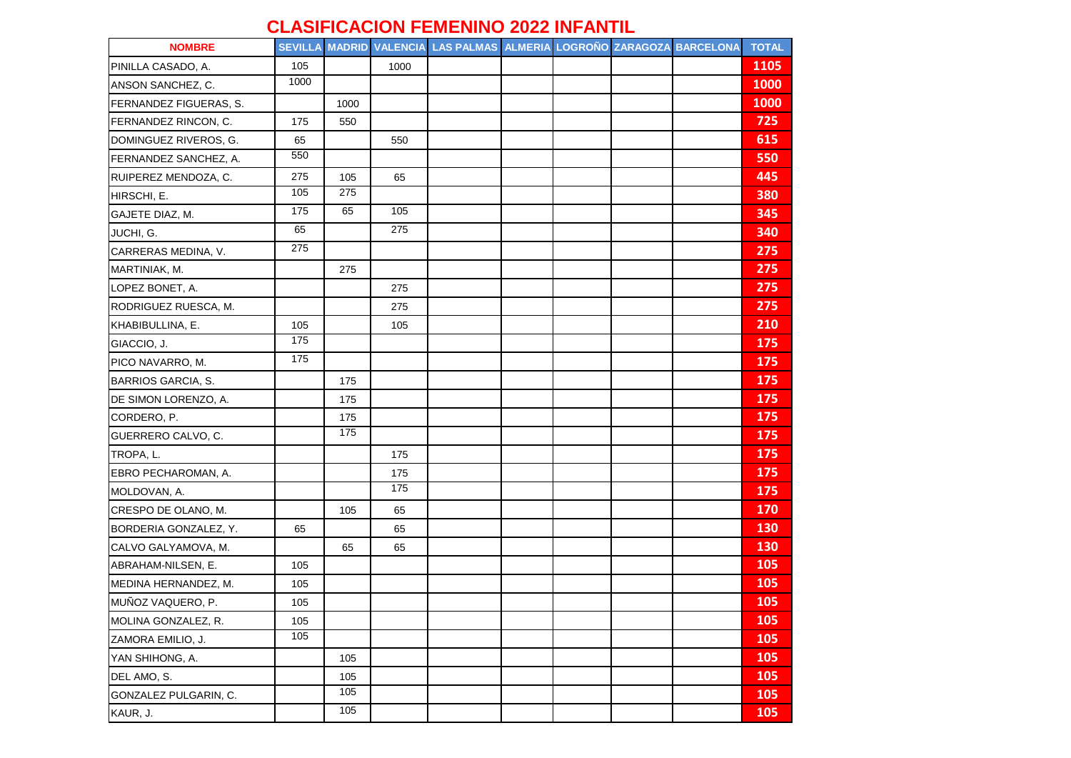# CLASIFICACION FEMENINO 2022 INFANTIL

| NOMBRE | SEVILLA | MADRID | VALENCIA | LAS PALMAS | ALMERIA | LOGROÑO | ZARAGOZA | BARCELONA | TOTAL |
|---|---|---|---|---|---|---|---|---|---|
| PINILLA CASADO, A. | 105 | | 1000 | | | | | | 1105 |
| ANSON SANCHEZ, C. | 1000 | | | | | | | | 1000 |
| FERNANDEZ FIGUERAS, S. | | 1000 | | | | | | | 1000 |
| FERNANDEZ RINCON, C. | 175 | 550 | | | | | | | 725 |
| DOMINGUEZ RIVEROS, G. | 65 | | 550 | | | | | | 615 |
| FERNANDEZ SANCHEZ, A. | 550 | | | | | | | | 550 |
| RUIPEREZ MENDOZA, C. | 275 | 105 | 65 | | | | | | 445 |
| HIRSCHI, E. | 105 | 275 | | | | | | | 380 |
| GAJETE DIAZ, M. | 175 | 65 | 105 | | | | | | 345 |
| JUCHI, G. | 65 | | 275 | | | | | | 340 |
| CARRERAS MEDINA, V. | 275 | | | | | | | | 275 |
| MARTINIAK, M. | | 275 | | | | | | | 275 |
| LOPEZ BONET, A. | | | 275 | | | | | | 275 |
| RODRIGUEZ RUESCA, M. | | | 275 | | | | | | 275 |
| KHABIBULLINA, E. | 105 | | 105 | | | | | | 210 |
| GIACCIO, J. | 175 | | | | | | | | 175 |
| PICO NAVARRO, M. | 175 | | | | | | | | 175 |
| BARRIOS GARCIA, S. | | 175 | | | | | | | 175 |
| DE SIMON LORENZO, A. | | 175 | | | | | | | 175 |
| CORDERO, P. | | 175 | | | | | | | 175 |
| GUERRERO CALVO, C. | | 175 | | | | | | | 175 |
| TROPA, L. | | | 175 | | | | | | 175 |
| EBRO PECHAROMAN, A. | | | 175 | | | | | | 175 |
| MOLDOVAN, A. | | | 175 | | | | | | 175 |
| CRESPO DE OLANO, M. | | 105 | 65 | | | | | | 170 |
| BORDERIA GONZALEZ, Y. | 65 | | 65 | | | | | | 130 |
| CALVO GALYAMOVA, M. | | 65 | 65 | | | | | | 130 |
| ABRAHAM-NILSEN, E. | 105 | | | | | | | | 105 |
| MEDINA HERNANDEZ, M. | 105 | | | | | | | | 105 |
| MUÑOZ VAQUERO, P. | 105 | | | | | | | | 105 |
| MOLINA GONZALEZ, R. | 105 | | | | | | | | 105 |
| ZAMORA EMILIO, J. | 105 | | | | | | | | 105 |
| YAN SHIHONG, A. | | 105 | | | | | | | 105 |
| DEL AMO, S. | | 105 | | | | | | | 105 |
| GONZALEZ PULGARIN, C. | | 105 | | | | | | | 105 |
| KAUR, J. | | 105 | | | | | | | 105 |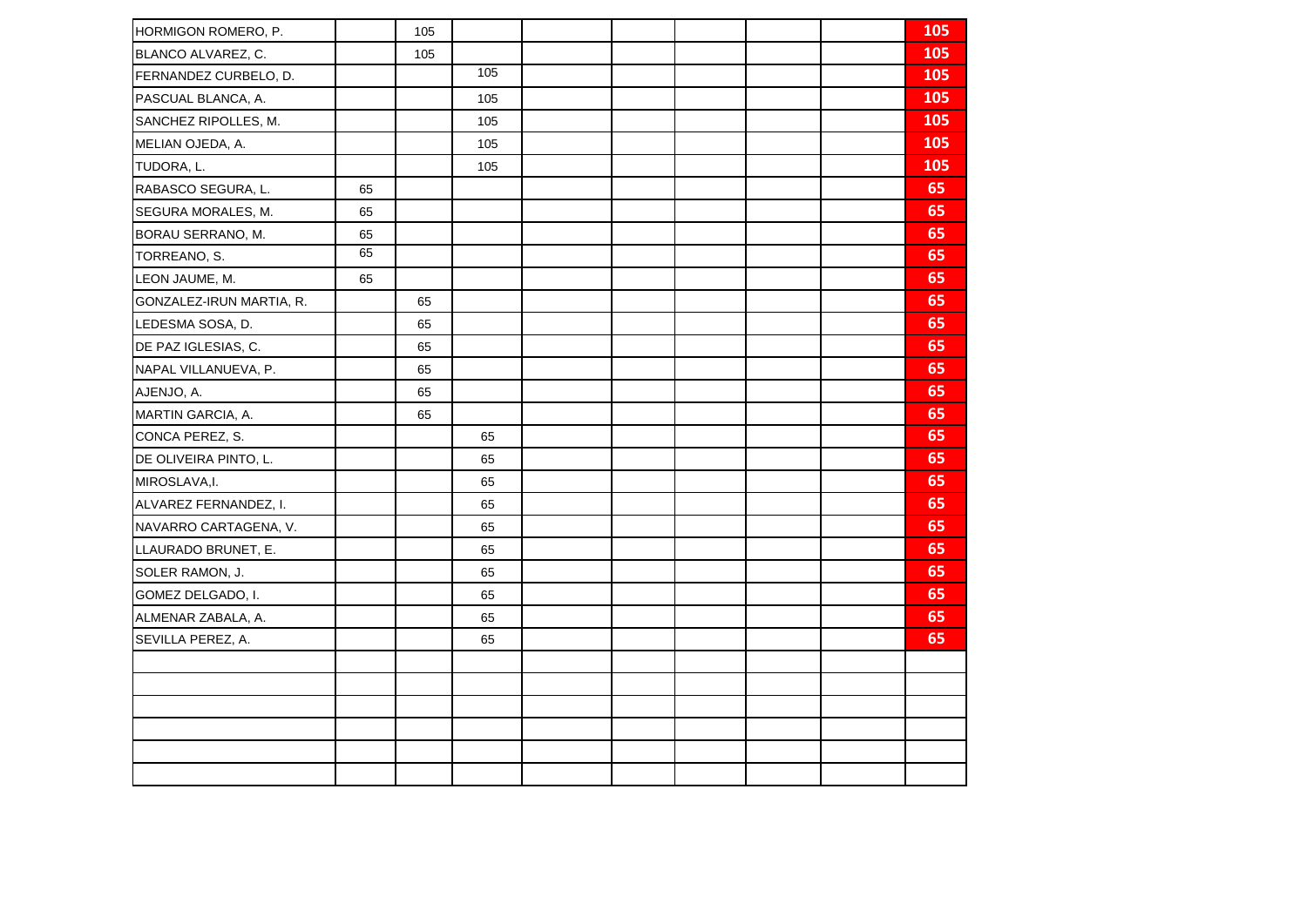| | | | | | | | | | |
|---|---|---|---|---|---|---|---|---|---|
| HORMIGON ROMERO, P. | | 105 | | | | | | | **105** |
| BLANCO ALVAREZ, C. | | 105 | | | | | | | **105** |
| FERNANDEZ CURBELO, D. | | | 105 | | | | | | **105** |
| PASCUAL BLANCA, A. | | | 105 | | | | | | **105** |
| SANCHEZ RIPOLLES, M. | | | 105 | | | | | | **105** |
| MELIAN OJEDA, A. | | | 105 | | | | | | **105** |
| TUDORA, L. | | | 105 | | | | | | **105** |
| RABASCO SEGURA, L. | 65 | | | | | | | | **65** |
| SEGURA MORALES, M. | 65 | | | | | | | | **65** |
| BORAU SERRANO, M. | 65 | | | | | | | | **65** |
| TORREANO, S. | 65 | | | | | | | | **65** |
| LEON JAUME, M. | 65 | | | | | | | | **65** |
| GONZALEZ-IRUN MARTIA, R. | | 65 | | | | | | | **65** |
| LEDESMA SOSA, D. | | 65 | | | | | | | **65** |
| DE PAZ IGLESIAS, C. | | 65 | | | | | | | **65** |
| NAPAL VILLANUEVA, P. | | 65 | | | | | | | **65** |
| AJENJO, A. | | 65 | | | | | | | **65** |
| MARTIN GARCIA, A. | | 65 | | | | | | | **65** |
| CONCA PEREZ, S. | | | 65 | | | | | | **65** |
| DE OLIVEIRA PINTO, L. | | | 65 | | | | | | **65** |
| MIROSLAVA,I. | | | 65 | | | | | | **65** |
| ALVAREZ FERNANDEZ, I. | | | 65 | | | | | | **65** |
| NAVARRO CARTAGENA, V. | | | 65 | | | | | | **65** |
| LLAURADO BRUNET, E. | | | 65 | | | | | | **65** |
| SOLER RAMON, J. | | | 65 | | | | | | **65** |
| GOMEZ DELGADO, I. | | | 65 | | | | | | **65** |
| ALMENAR ZABALA, A. | | | 65 | | | | | | **65** |
| SEVILLA PEREZ, A. | | | 65 | | | | | | **65** |
| | | | | | | | | | |
| | | | | | | | | | |
| | | | | | | | | | |
| | | | | | | | | | |
| | | | | | | | | | |
| | | | | | | | | | |